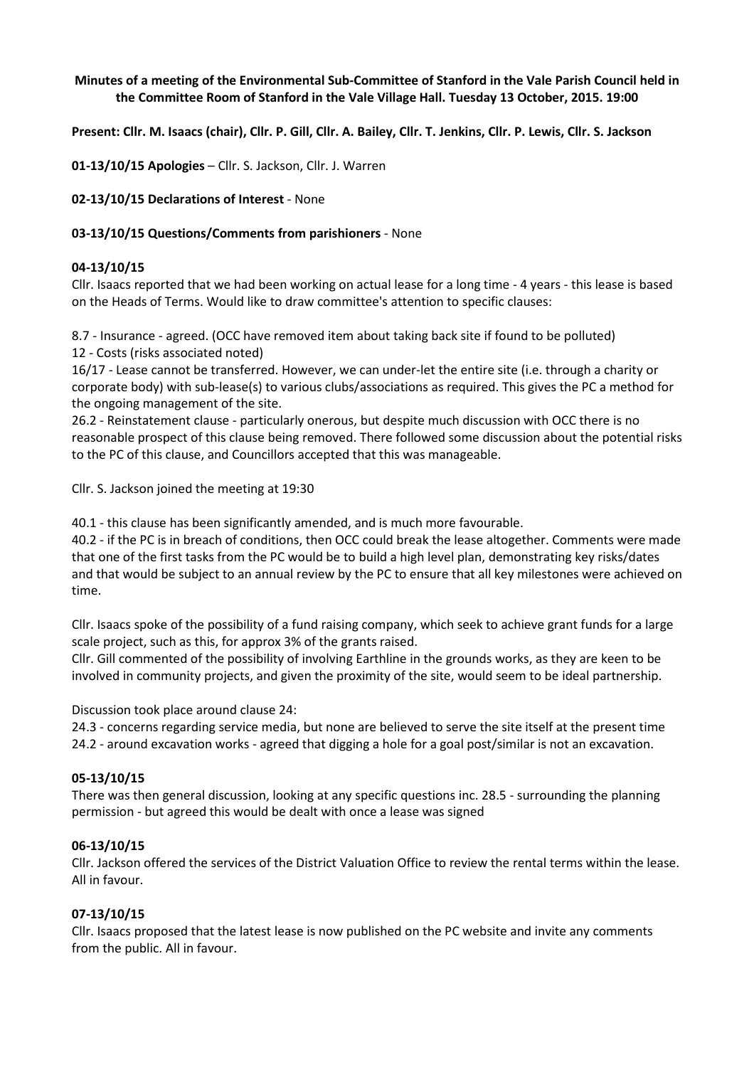**Minutes of a meeting of the Environmental Sub-Committee of Stanford in the Vale Parish Council held in the Committee Room of Stanford in the Vale Village Hall. Tuesday 13 October, 2015. 19:00**

**Present: Cllr. M. Isaacs (chair), Cllr. P. Gill, Cllr. A. Bailey, Cllr. T. Jenkins, Cllr. P. Lewis, Cllr. S. Jackson**

**01-13/10/15 Apologies** – Cllr. S. Jackson, Cllr. J. Warren

**02-13/10/15 Declarations of Interest** - None

**03-13/10/15 Questions/Comments from parishioners** - None

**04-13/10/15**

Cllr. Isaacs reported that we had been working on actual lease for a long time - 4 years - this lease is based on the Heads of Terms. Would like to draw committee's attention to specific clauses:

8.7 - Insurance - agreed. (OCC have removed item about taking back site if found to be polluted)
12 - Costs (risks associated noted)
16/17 - Lease cannot be transferred. However, we can under-let the entire site (i.e. through a charity or corporate body) with sub-lease(s) to various clubs/associations as required. This gives the PC a method for the ongoing management of the site.
26.2 - Reinstatement clause - particularly onerous, but despite much discussion with OCC there is no reasonable prospect of this clause being removed. There followed some discussion about the potential risks to the PC of this clause, and Councillors accepted that this was manageable.

Cllr. S. Jackson joined the meeting at 19:30

40.1 - this clause has been significantly amended, and is much more favourable.
40.2 - if the PC is in breach of conditions, then OCC could break the lease altogether. Comments were made that one of the first tasks from the PC would be to build a high level plan, demonstrating key risks/dates and that would be subject to an annual review by the PC to ensure that all key milestones were achieved on time.

Cllr. Isaacs spoke of the possibility of a fund raising company, which seek to achieve grant funds for a large scale project, such as this, for approx 3% of the grants raised.
Cllr. Gill commented of the possibility of involving Earthline in the grounds works, as they are keen to be involved in community projects, and given the proximity of the site, would seem to be ideal partnership.

Discussion took place around clause 24:
24.3 - concerns regarding service media, but none are believed to serve the site itself at the present time
24.2 - around excavation works - agreed that digging a hole for a goal post/similar is not an excavation.

**05-13/10/15**

There was then general discussion, looking at any specific questions inc. 28.5 - surrounding the planning permission - but agreed this would be dealt with once a lease was signed

**06-13/10/15**

Cllr. Jackson offered the services of the District Valuation Office to review the rental terms within the lease. All in favour.

**07-13/10/15**

Cllr. Isaacs proposed that the latest lease is now published on the PC website and invite any comments from the public. All in favour.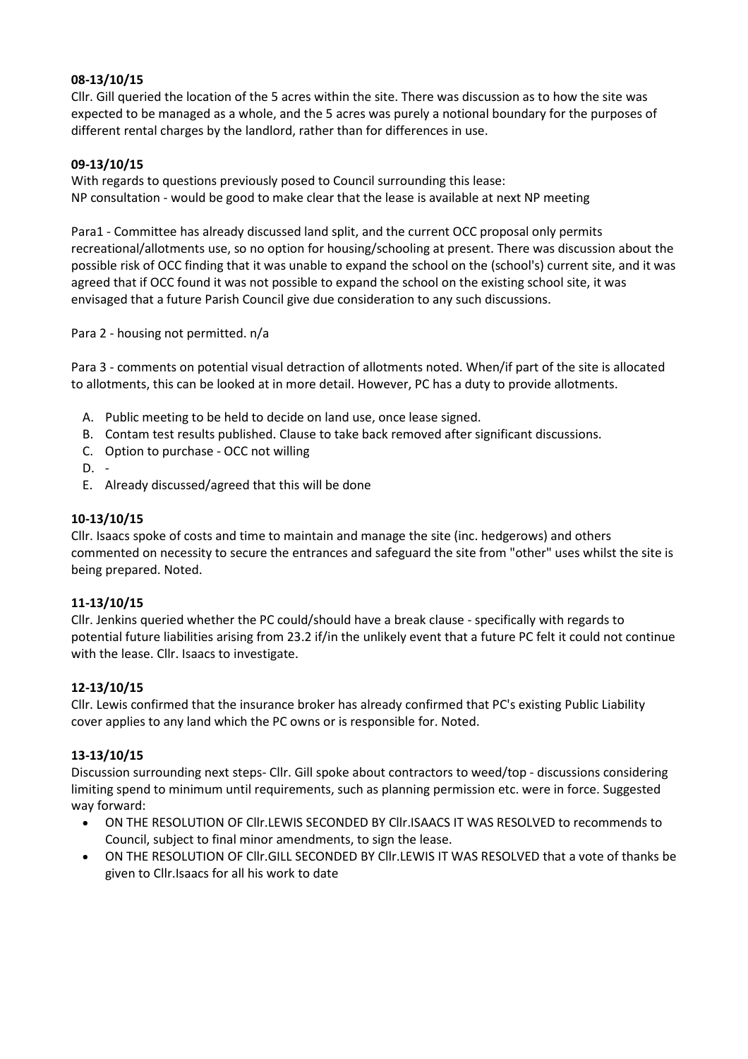**08-13/10/15**

Cllr. Gill queried the location of the 5 acres within the site. There was discussion as to how the site was expected to be managed as a whole, and the 5 acres was purely a notional boundary for the purposes of different rental charges by the landlord, rather than for differences in use.

**09-13/10/15**

With regards to questions previously posed to Council surrounding this lease:
NP consultation - would be good to make clear that the lease is available at next NP meeting

Para1 - Committee has already discussed land split, and the current OCC proposal only permits recreational/allotments use, so no option for housing/schooling at present. There was discussion about the possible risk of OCC finding that it was unable to expand the school on the (school's) current site, and it was agreed that if OCC found it was not possible to expand the school on the existing school site, it was envisaged that a future Parish Council give due consideration to any such discussions.

Para 2 - housing not permitted. n/a

Para 3 - comments on potential visual detraction of allotments noted. When/if part of the site is allocated to allotments, this can be looked at in more detail. However, PC has a duty to provide allotments.

A. Public meeting to be held to decide on land use, once lease signed.
B. Contam test results published. Clause to take back removed after significant discussions.
C. Option to purchase - OCC not willing
D. -
E. Already discussed/agreed that this will be done

**10-13/10/15**

Cllr. Isaacs spoke of costs and time to maintain and manage the site (inc. hedgerows) and others commented on necessity to secure the entrances and safeguard the site from "other" uses whilst the site is being prepared. Noted.

**11-13/10/15**

Cllr. Jenkins queried whether the PC could/should have a break clause - specifically with regards to potential future liabilities arising from 23.2 if/in the unlikely event that a future PC felt it could not continue with the lease. Cllr. Isaacs to investigate.

**12-13/10/15**

Cllr. Lewis confirmed that the insurance broker has already confirmed that PC's existing Public Liability cover applies to any land which the PC owns or is responsible for. Noted.

**13-13/10/15**

Discussion surrounding next steps- Cllr. Gill spoke about contractors to weed/top - discussions considering limiting spend to minimum until requirements, such as planning permission etc. were in force. Suggested way forward:

- ON THE RESOLUTION OF Cllr.LEWIS SECONDED BY Cllr.ISAACS IT WAS RESOLVED to recommends to Council, subject to final minor amendments, to sign the lease.
- ON THE RESOLUTION OF Cllr.GILL SECONDED BY Cllr.LEWIS IT WAS RESOLVED that a vote of thanks be given to Cllr.Isaacs for all his work to date